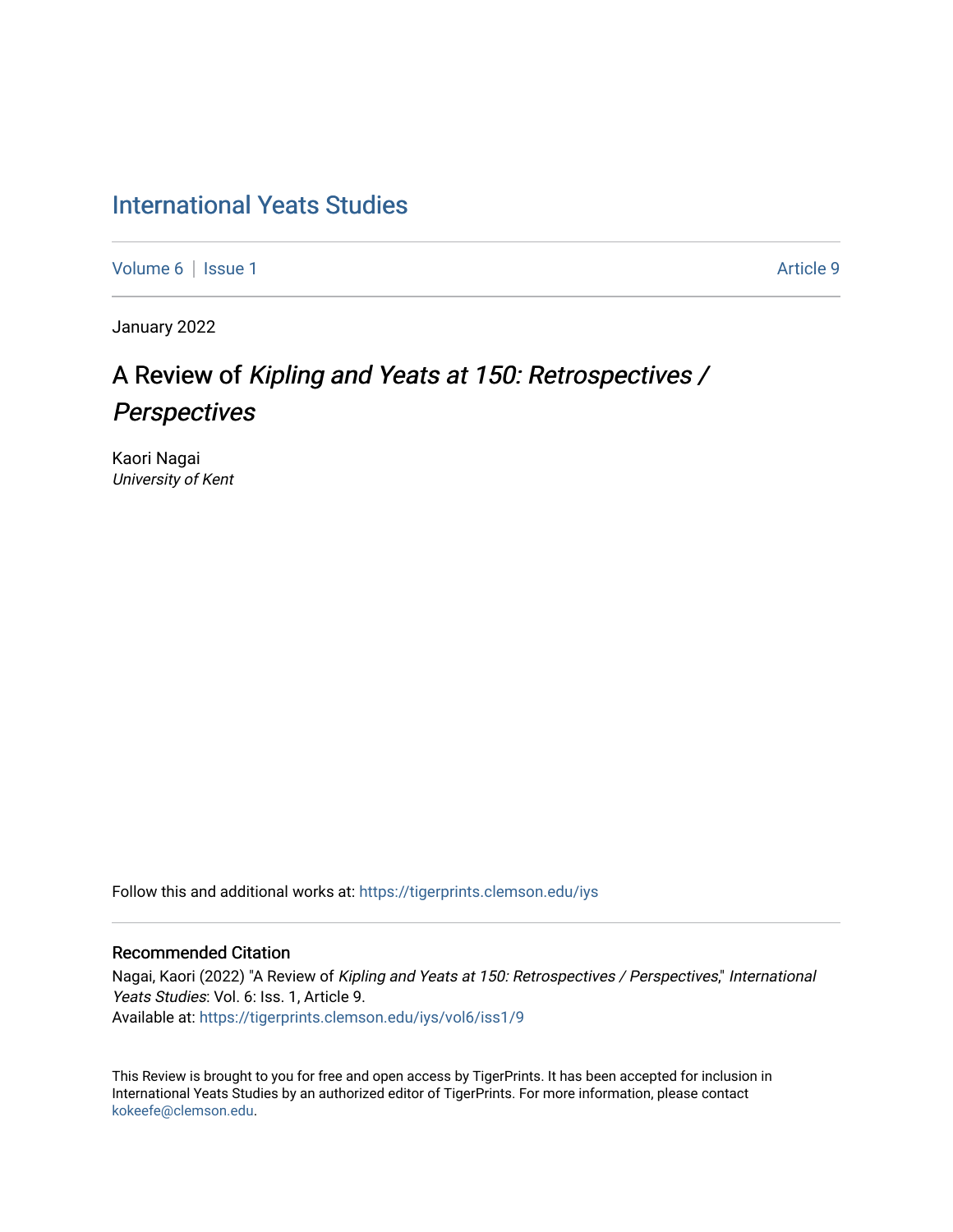International Yeats Studies

Volume 6 | Issue 1 — Article 9

January 2022

# A Review of *Kipling and Yeats at 150: Retrospectives / Perspectives*

Kaori Nagai
*University of Kent*

Follow this and additional works at: https://tigerprints.clemson.edu/iys

## Recommended Citation

Nagai, Kaori (2022) "A Review of *Kipling and Yeats at 150: Retrospectives / Perspectives*," *International Yeats Studies*: Vol. 6: Iss. 1, Article 9.
Available at: https://tigerprints.clemson.edu/iys/vol6/iss1/9

This Review is brought to you for free and open access by TigerPrints. It has been accepted for inclusion in International Yeats Studies by an authorized editor of TigerPrints. For more information, please contact kokeefe@clemson.edu.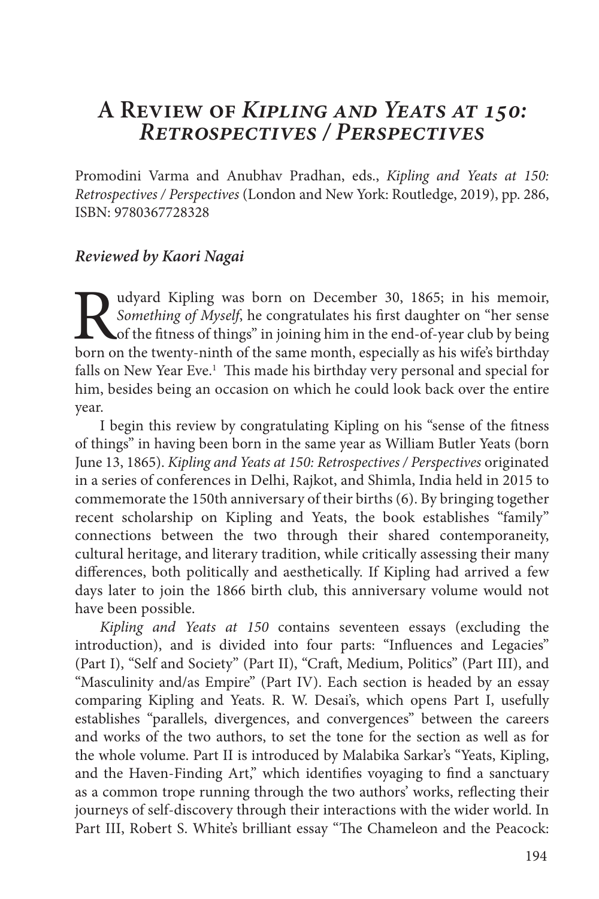# A Review of *Kipling and Yeats at 150: Retrospectives / Perspectives*

Promodini Varma and Anubhav Pradhan, eds., *Kipling and Yeats at 150: Retrospectives / Perspectives* (London and New York: Routledge, 2019), pp. 286, ISBN: 9780367728328

***Reviewed by Kaori Nagai***

Rudyard Kipling was born on December 30, 1865; in his memoir, *Something of Myself*, he congratulates his first daughter on "her sense of the fitness of things" in joining him in the end-of-year club by being born on the twenty-ninth of the same month, especially as his wife's birthday falls on New Year Eve.[1] This made his birthday very personal and special for him, besides being an occasion on which he could look back over the entire year.

I begin this review by congratulating Kipling on his "sense of the fitness of things" in having been born in the same year as William Butler Yeats (born June 13, 1865). *Kipling and Yeats at 150: Retrospectives / Perspectives* originated in a series of conferences in Delhi, Rajkot, and Shimla, India held in 2015 to commemorate the 150th anniversary of their births (6). By bringing together recent scholarship on Kipling and Yeats, the book establishes "family" connections between the two through their shared contemporaneity, cultural heritage, and literary tradition, while critically assessing their many differences, both politically and aesthetically. If Kipling had arrived a few days later to join the 1866 birth club, this anniversary volume would not have been possible.

*Kipling and Yeats at 150* contains seventeen essays (excluding the introduction), and is divided into four parts: "Influences and Legacies" (Part I), "Self and Society" (Part II), "Craft, Medium, Politics" (Part III), and "Masculinity and/as Empire" (Part IV). Each section is headed by an essay comparing Kipling and Yeats. R. W. Desai's, which opens Part I, usefully establishes "parallels, divergences, and convergences" between the careers and works of the two authors, to set the tone for the section as well as for the whole volume. Part II is introduced by Malabika Sarkar's "Yeats, Kipling, and the Haven-Finding Art," which identifies voyaging to find a sanctuary as a common trope running through the two authors' works, reflecting their journeys of self-discovery through their interactions with the wider world. In Part III, Robert S. White's brilliant essay "The Chameleon and the Peacock: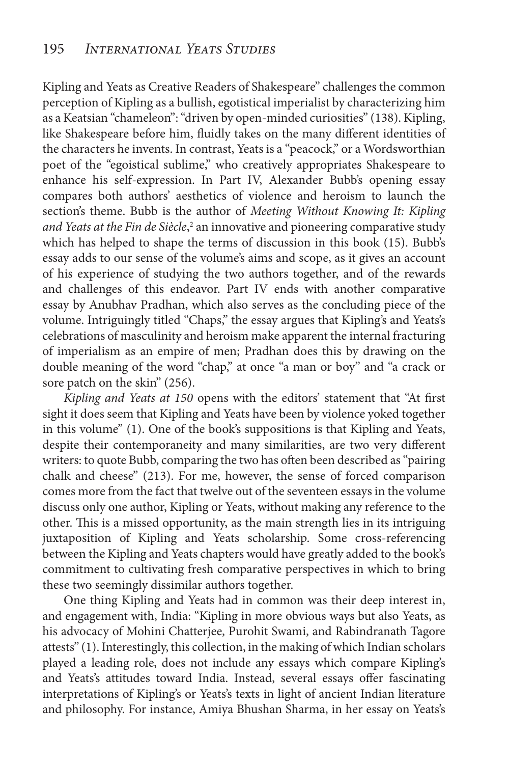Kipling and Yeats as Creative Readers of Shakespeare" challenges the common perception of Kipling as a bullish, egotistical imperialist by characterizing him as a Keatsian "chameleon": "driven by open-minded curiosities" (138). Kipling, like Shakespeare before him, fluidly takes on the many different identities of the characters he invents. In contrast, Yeats is a "peacock," or a Wordsworthian poet of the "egoistical sublime," who creatively appropriates Shakespeare to enhance his self-expression. In Part IV, Alexander Bubb's opening essay compares both authors' aesthetics of violence and heroism to launch the section's theme. Bubb is the author of *Meeting Without Knowing It: Kipling and Yeats at the Fin de Siècle*,[2] an innovative and pioneering comparative study which has helped to shape the terms of discussion in this book (15). Bubb's essay adds to our sense of the volume's aims and scope, as it gives an account of his experience of studying the two authors together, and of the rewards and challenges of this endeavor. Part IV ends with another comparative essay by Anubhav Pradhan, which also serves as the concluding piece of the volume. Intriguingly titled "Chaps," the essay argues that Kipling's and Yeats's celebrations of masculinity and heroism make apparent the internal fracturing of imperialism as an empire of men; Pradhan does this by drawing on the double meaning of the word "chap," at once "a man or boy" and "a crack or sore patch on the skin" (256).

*Kipling and Yeats at 150* opens with the editors' statement that "At first sight it does seem that Kipling and Yeats have been by violence yoked together in this volume" (1). One of the book's suppositions is that Kipling and Yeats, despite their contemporaneity and many similarities, are two very different writers: to quote Bubb, comparing the two has often been described as "pairing chalk and cheese" (213). For me, however, the sense of forced comparison comes more from the fact that twelve out of the seventeen essays in the volume discuss only one author, Kipling or Yeats, without making any reference to the other. This is a missed opportunity, as the main strength lies in its intriguing juxtaposition of Kipling and Yeats scholarship. Some cross-referencing between the Kipling and Yeats chapters would have greatly added to the book's commitment to cultivating fresh comparative perspectives in which to bring these two seemingly dissimilar authors together.

One thing Kipling and Yeats had in common was their deep interest in, and engagement with, India: "Kipling in more obvious ways but also Yeats, as his advocacy of Mohini Chatterjee, Purohit Swami, and Rabindranath Tagore attests" (1). Interestingly, this collection, in the making of which Indian scholars played a leading role, does not include any essays which compare Kipling's and Yeats's attitudes toward India. Instead, several essays offer fascinating interpretations of Kipling's or Yeats's texts in light of ancient Indian literature and philosophy. For instance, Amiya Bhushan Sharma, in her essay on Yeats's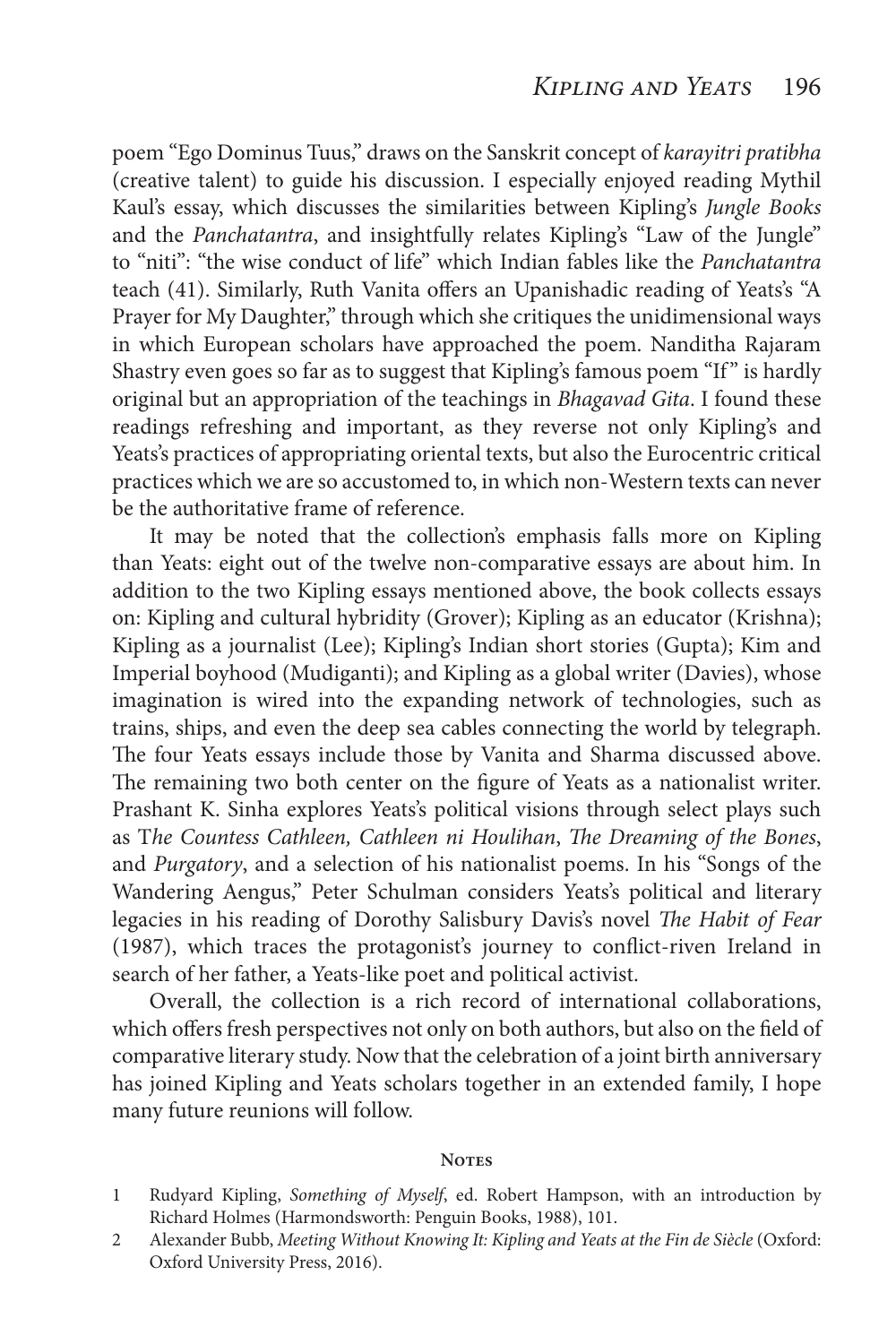poem "Ego Dominus Tuus," draws on the Sanskrit concept of *karayitri pratibha* (creative talent) to guide his discussion. I especially enjoyed reading Mythil Kaul's essay, which discusses the similarities between Kipling's *Jungle Books* and the *Panchatantra*, and insightfully relates Kipling's "Law of the Jungle" to "niti": "the wise conduct of life" which Indian fables like the *Panchatantra* teach (41). Similarly, Ruth Vanita offers an Upanishadic reading of Yeats's "A Prayer for My Daughter," through which she critiques the unidimensional ways in which European scholars have approached the poem. Nanditha Rajaram Shastry even goes so far as to suggest that Kipling's famous poem "If" is hardly original but an appropriation of the teachings in *Bhagavad Gita*. I found these readings refreshing and important, as they reverse not only Kipling's and Yeats's practices of appropriating oriental texts, but also the Eurocentric critical practices which we are so accustomed to, in which non-Western texts can never be the authoritative frame of reference.

It may be noted that the collection's emphasis falls more on Kipling than Yeats: eight out of the twelve non-comparative essays are about him. In addition to the two Kipling essays mentioned above, the book collects essays on: Kipling and cultural hybridity (Grover); Kipling as an educator (Krishna); Kipling as a journalist (Lee); Kipling's Indian short stories (Gupta); Kim and Imperial boyhood (Mudiganti); and Kipling as a global writer (Davies), whose imagination is wired into the expanding network of technologies, such as trains, ships, and even the deep sea cables connecting the world by telegraph. The four Yeats essays include those by Vanita and Sharma discussed above. The remaining two both center on the figure of Yeats as a nationalist writer. Prashant K. Sinha explores Yeats's political visions through select plays such as *The Countess Cathleen, Cathleen ni Houlihan*, *The Dreaming of the Bones*, and *Purgatory*, and a selection of his nationalist poems. In his "Songs of the Wandering Aengus," Peter Schulman considers Yeats's political and literary legacies in his reading of Dorothy Salisbury Davis's novel *The Habit of Fear* (1987), which traces the protagonist's journey to conflict-riven Ireland in search of her father, a Yeats-like poet and political activist.

Overall, the collection is a rich record of international collaborations, which offers fresh perspectives not only on both authors, but also on the field of comparative literary study. Now that the celebration of a joint birth anniversary has joined Kipling and Yeats scholars together in an extended family, I hope many future reunions will follow.

## Notes

1 Rudyard Kipling, *Something of Myself*, ed. Robert Hampson, with an introduction by Richard Holmes (Harmondsworth: Penguin Books, 1988), 101.

2 Alexander Bubb, *Meeting Without Knowing It: Kipling and Yeats at the Fin de Siècle* (Oxford: Oxford University Press, 2016).